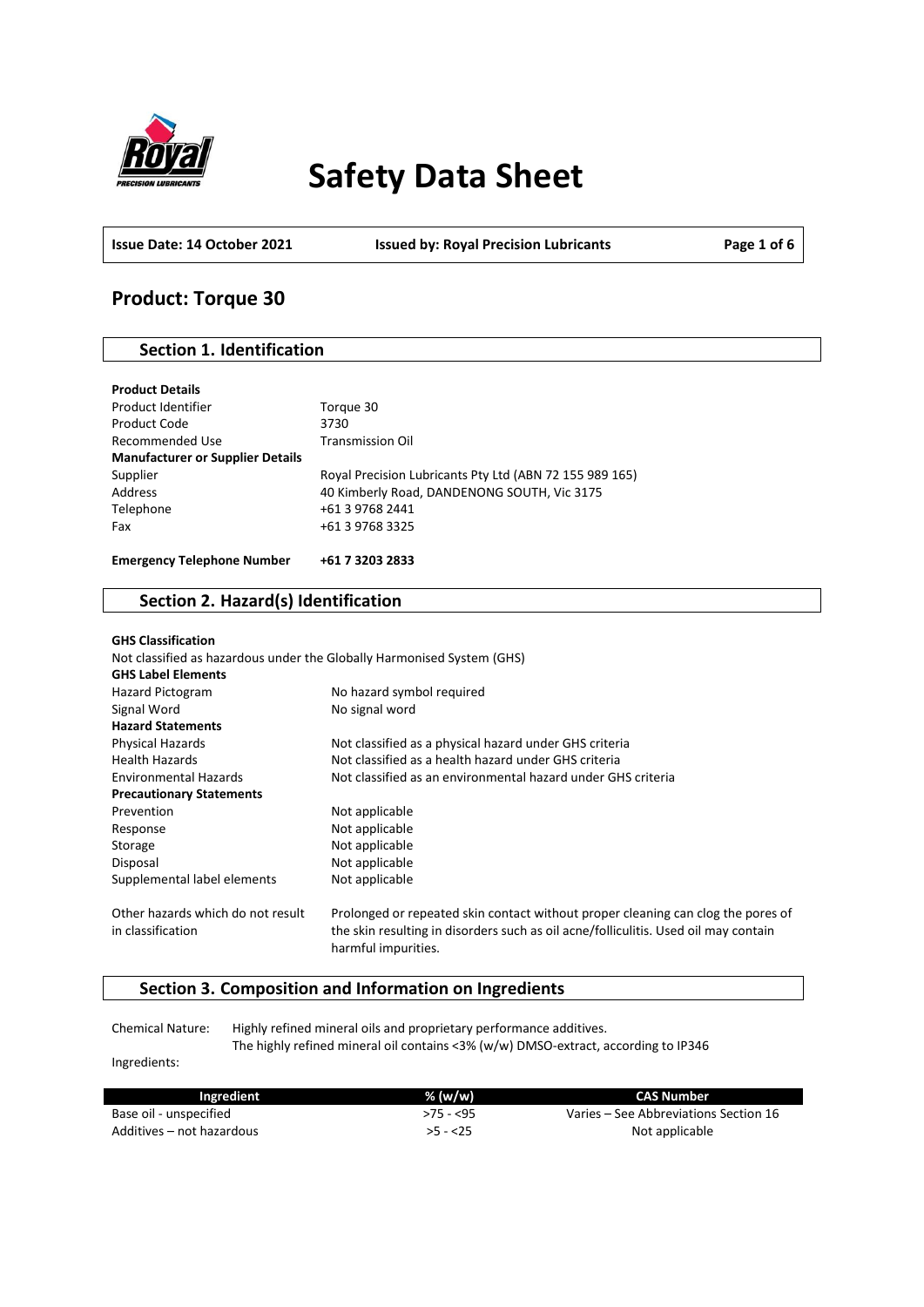# Safety Data Sheet

| Issue Date: 14 October 2021 | Issued by: Royal Precision Lubricants |
|---|---|

## Product: Torque 30

### Section 1. Identification

**Product Details**

| | |
|---|---|
| Product Identifier | Torque 30 |
| Product Code | 3730 |
| Recommended Use | Transmission Oil |
| **Manufacturer or Supplier Details** | |
| Supplier | Royal Precision Lubricants Pty Ltd (ABN 72 155 989 165) |
| Address | 40 Kimberly Road, DANDENONG SOUTH, Vic 3175 |
| Telephone | +61 3 9768 2441 |
| Fax | +61 3 9768 3325 |

**Emergency Telephone Number** **+61 7 3203 2833**

### Section 2. Hazard(s) Identification

**GHS Classification**

Not classified as hazardous under the Globally Harmonised System (GHS)

**GHS Label Elements**

| | |
|---|---|
| Hazard Pictogram | No hazard symbol required |
| Signal Word | No signal word |
| **Hazard Statements** | |
| Physical Hazards | Not classified as a physical hazard under GHS criteria |
| Health Hazards | Not classified as a health hazard under GHS criteria |
| Environmental Hazards | Not classified as an environmental hazard under GHS criteria |
| **Precautionary Statements** | |
| Prevention | Not applicable |
| Response | Not applicable |
| Storage | Not applicable |
| Disposal | Not applicable |
| Supplemental label elements | Not applicable |
| Other hazards which do not result in classification | Prolonged or repeated skin contact without proper cleaning can clog the pores of the skin resulting in disorders such as oil acne/folliculitis. Used oil may contain harmful impurities. |

### Section 3. Composition and Information on Ingredients

Chemical Nature: Highly refined mineral oils and proprietary performance additives.
The highly refined mineral oil contains <3% (w/w) DMSO-extract, according to IP346

Ingredients:

| Ingredient | % (w/w) | CAS Number |
|---|---|---|
| Base oil - unspecified | >75 - <95 | Varies – See Abbreviations Section 16 |
| Additives – not hazardous | >5 - <25 | Not applicable |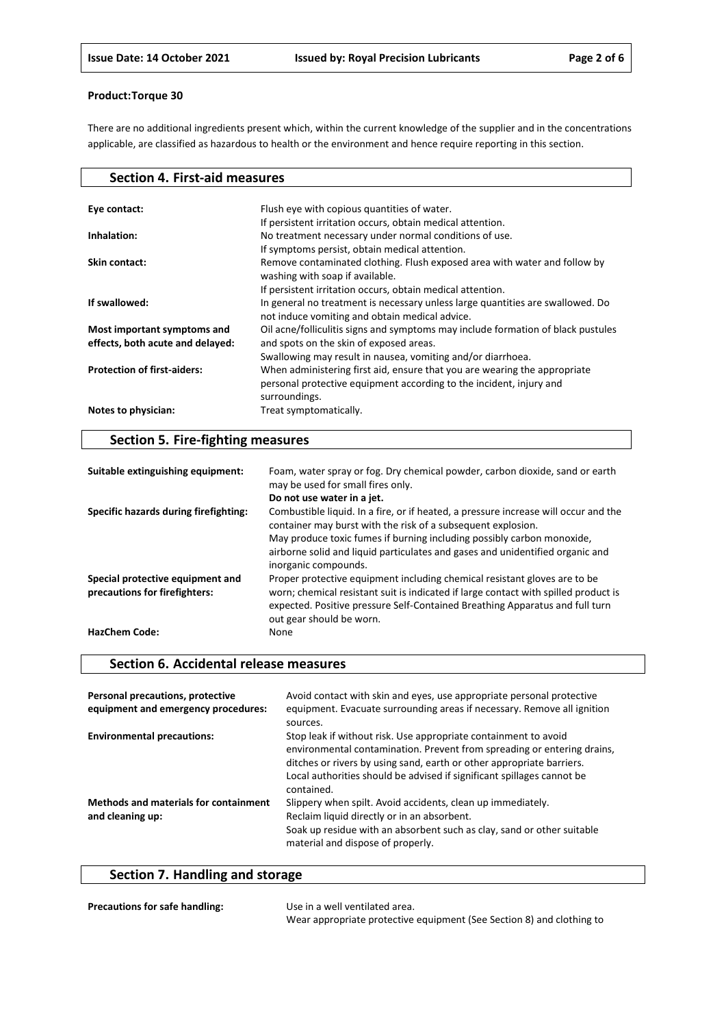**Product:Torque 30**

There are no additional ingredients present which, within the current knowledge of the supplier and in the concentrations applicable, are classified as hazardous to health or the environment and hence require reporting in this section.

## Section 4. First-aid measures

| | |
|---|---|
| **Eye contact:** | Flush eye with copious quantities of water.<br>If persistent irritation occurs, obtain medical attention. |
| **Inhalation:** | No treatment necessary under normal conditions of use.<br>If symptoms persist, obtain medical attention. |
| **Skin contact:** | Remove contaminated clothing. Flush exposed area with water and follow by washing with soap if available.<br>If persistent irritation occurs, obtain medical attention. |
| **If swallowed:** | In general no treatment is necessary unless large quantities are swallowed. Do not induce vomiting and obtain medical advice. |
| **Most important symptoms and effects, both acute and delayed:** | Oil acne/folliculitis signs and symptoms may include formation of black pustules and spots on the skin of exposed areas.<br>Swallowing may result in nausea, vomiting and/or diarrhoea. |
| **Protection of first-aiders:** | When administering first aid, ensure that you are wearing the appropriate personal protective equipment according to the incident, injury and surroundings. |
| **Notes to physician:** | Treat symptomatically. |

## Section 5. Fire-fighting measures

| | |
|---|---|
| **Suitable extinguishing equipment:** | Foam, water spray or fog. Dry chemical powder, carbon dioxide, sand or earth may be used for small fires only.<br>**Do not use water in a jet.** |
| **Specific hazards during firefighting:** | Combustible liquid. In a fire, or if heated, a pressure increase will occur and the container may burst with the risk of a subsequent explosion.<br>May produce toxic fumes if burning including possibly carbon monoxide, airborne solid and liquid particulates and gases and unidentified organic and inorganic compounds. |
| **Special protective equipment and precautions for firefighters:** | Proper protective equipment including chemical resistant gloves are to be worn; chemical resistant suit is indicated if large contact with spilled product is expected. Positive pressure Self-Contained Breathing Apparatus and full turn out gear should be worn. |
| **HazChem Code:** | None |

## Section 6. Accidental release measures

| | |
|---|---|
| **Personal precautions, protective equipment and emergency procedures:** | Avoid contact with skin and eyes, use appropriate personal protective equipment. Evacuate surrounding areas if necessary. Remove all ignition sources. |
| **Environmental precautions:** | Stop leak if without risk. Use appropriate containment to avoid environmental contamination. Prevent from spreading or entering drains, ditches or rivers by using sand, earth or other appropriate barriers.<br>Local authorities should be advised if significant spillages cannot be contained. |
| **Methods and materials for containment and cleaning up:** | Slippery when spilt. Avoid accidents, clean up immediately.<br>Reclaim liquid directly or in an absorbent.<br>Soak up residue with an absorbent such as clay, sand or other suitable material and dispose of properly. |

## Section 7. Handling and storage

| | |
|---|---|
| **Precautions for safe handling:** | Use in a well ventilated area.<br>Wear appropriate protective equipment (See Section 8) and clothing to |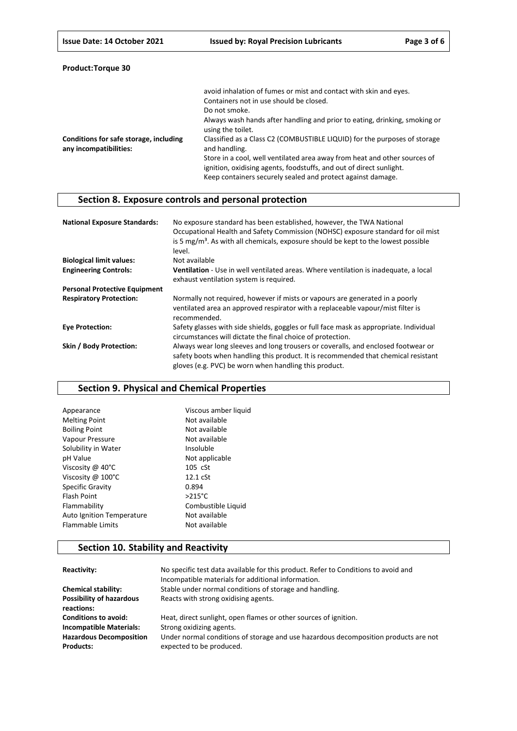**Product:Torque 30**

| | |
|---|---|
| | avoid inhalation of fumes or mist and contact with skin and eyes. Containers not in use should be closed. Do not smoke. Always wash hands after handling and prior to eating, drinking, smoking or using the toilet. |
| **Conditions for safe storage, including any incompatibilities:** | Classified as a Class C2 (COMBUSTIBLE LIQUID) for the purposes of storage and handling. Store in a cool, well ventilated area away from heat and other sources of ignition, oxidising agents, foodstuffs, and out of direct sunlight. Keep containers securely sealed and protect against damage. |

## Section 8. Exposure controls and personal protection

| | |
|---|---|
| **National Exposure Standards:** | No exposure standard has been established, however, the TWA National Occupational Health and Safety Commission (NOHSC) exposure standard for oil mist is 5 mg/m³. As with all chemicals, exposure should be kept to the lowest possible level. |
| **Biological limit values:** | Not available |
| **Engineering Controls:** | **Ventilation** - Use in well ventilated areas. Where ventilation is inadequate, a local exhaust ventilation system is required. |
| **Personal Protective Equipment** | |
| **Respiratory Protection:** | Normally not required, however if mists or vapours are generated in a poorly ventilated area an approved respirator with a replaceable vapour/mist filter is recommended. |
| **Eye Protection:** | Safety glasses with side shields, goggles or full face mask as appropriate. Individual circumstances will dictate the final choice of protection. |
| **Skin / Body Protection:** | Always wear long sleeves and long trousers or coveralls, and enclosed footwear or safety boots when handling this product. It is recommended that chemical resistant gloves (e.g. PVC) be worn when handling this product. |

## Section 9. Physical and Chemical Properties

| | |
|---|---|
| Appearance | Viscous amber liquid |
| Melting Point | Not available |
| Boiling Point | Not available |
| Vapour Pressure | Not available |
| Solubility in Water | Insoluble |
| pH Value | Not applicable |
| Viscosity @ 40°C | 105 cSt |
| Viscosity @ 100°C | 12.1 cSt |
| Specific Gravity | 0.894 |
| Flash Point | >215°C |
| Flammability | Combustible Liquid |
| Auto Ignition Temperature | Not available |
| Flammable Limits | Not available |

## Section 10. Stability and Reactivity

| | |
|---|---|
| **Reactivity:** | No specific test data available for this product. Refer to Conditions to avoid and Incompatible materials for additional information. |
| **Chemical stability:** | Stable under normal conditions of storage and handling. |
| **Possibility of hazardous reactions:** | Reacts with strong oxidising agents. |
| **Conditions to avoid:** | Heat, direct sunlight, open flames or other sources of ignition. |
| **Incompatible Materials:** | Strong oxidizing agents. |
| **Hazardous Decomposition Products:** | Under normal conditions of storage and use hazardous decomposition products are not expected to be produced. |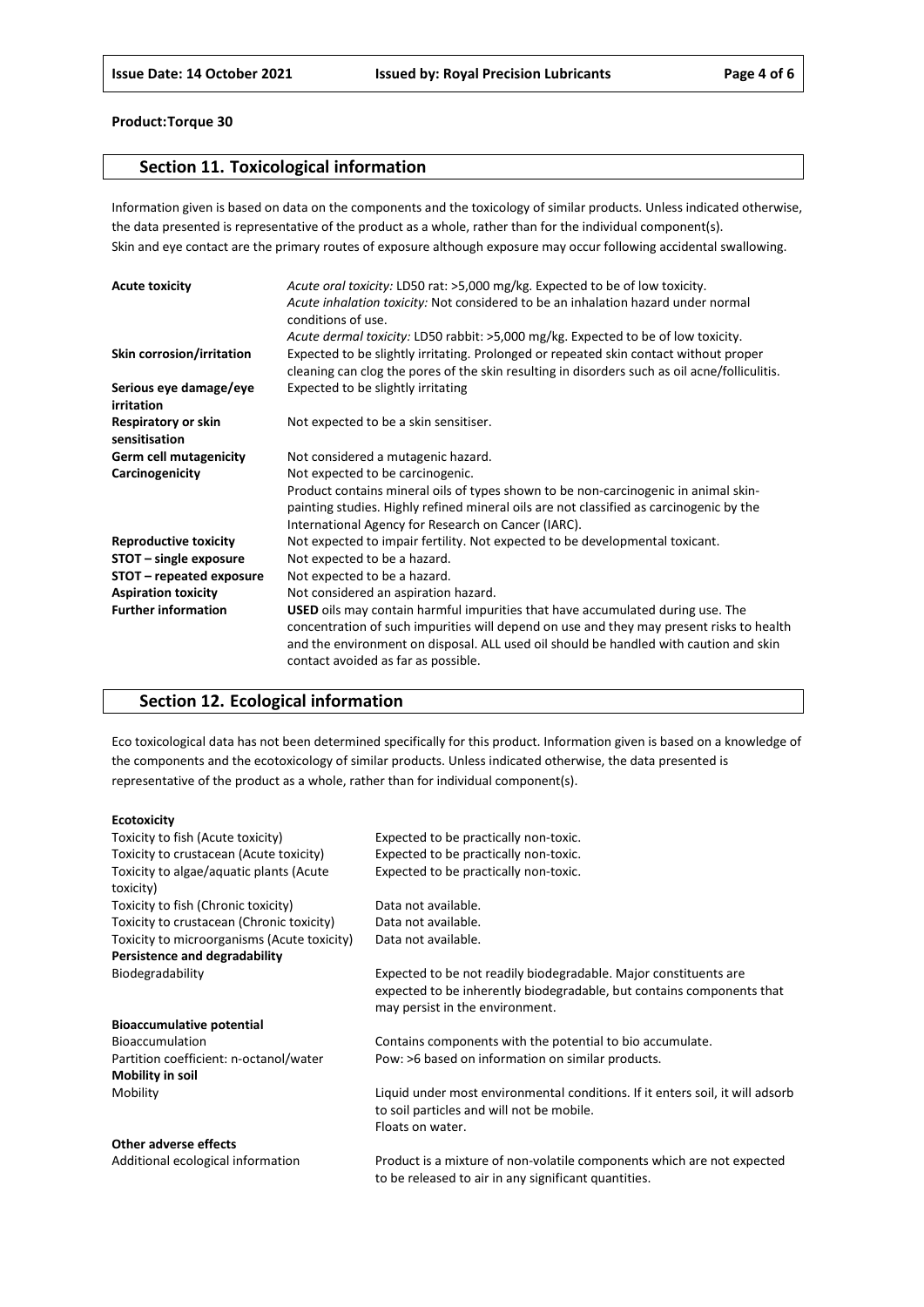**Product:Torque 30**

## Section 11. Toxicological information

Information given is based on data on the components and the toxicology of similar products. Unless indicated otherwise, the data presented is representative of the product as a whole, rather than for the individual component(s).
Skin and eye contact are the primary routes of exposure although exposure may occur following accidental swallowing.

| | |
|---|---|
| **Acute toxicity** | *Acute oral toxicity:* LD50 rat: >5,000 mg/kg. Expected to be of low toxicity.<br>*Acute inhalation toxicity:* Not considered to be an inhalation hazard under normal conditions of use.<br>*Acute dermal toxicity:* LD50 rabbit: >5,000 mg/kg. Expected to be of low toxicity. |
| **Skin corrosion/irritation** | Expected to be slightly irritating. Prolonged or repeated skin contact without proper cleaning can clog the pores of the skin resulting in disorders such as oil acne/folliculitis. |
| **Serious eye damage/eye irritation** | Expected to be slightly irritating |
| **Respiratory or skin sensitisation** | Not expected to be a skin sensitiser. |
| **Germ cell mutagenicity** | Not considered a mutagenic hazard. |
| **Carcinogenicity** | Not expected to be carcinogenic.<br>Product contains mineral oils of types shown to be non-carcinogenic in animal skin-painting studies. Highly refined mineral oils are not classified as carcinogenic by the International Agency for Research on Cancer (IARC). |
| **Reproductive toxicity** | Not expected to impair fertility. Not expected to be developmental toxicant. |
| **STOT – single exposure** | Not expected to be a hazard. |
| **STOT – repeated exposure** | Not expected to be a hazard. |
| **Aspiration toxicity** | Not considered an aspiration hazard. |
| **Further information** | **USED** oils may contain harmful impurities that have accumulated during use. The concentration of such impurities will depend on use and they may present risks to health and the environment on disposal. ALL used oil should be handled with caution and skin contact avoided as far as possible. |

## Section 12. Ecological information

Eco toxicological data has not been determined specifically for this product. Information given is based on a knowledge of the components and the ecotoxicology of similar products. Unless indicated otherwise, the data presented is representative of the product as a whole, rather than for individual component(s).

| | |
|---|---|
| **Ecotoxicity** | |
| Toxicity to fish (Acute toxicity) | Expected to be practically non-toxic. |
| Toxicity to crustacean (Acute toxicity) | Expected to be practically non-toxic. |
| Toxicity to algae/aquatic plants (Acute toxicity) | Expected to be practically non-toxic. |
| Toxicity to fish (Chronic toxicity) | Data not available. |
| Toxicity to crustacean (Chronic toxicity) | Data not available. |
| Toxicity to microorganisms (Acute toxicity) | Data not available. |
| **Persistence and degradability** | |
| Biodegradability | Expected to be not readily biodegradable. Major constituents are expected to be inherently biodegradable, but contains components that may persist in the environment. |
| **Bioaccumulative potential** | |
| Bioaccumulation | Contains components with the potential to bio accumulate. |
| Partition coefficient: n-octanol/water | Pow: >6 based on information on similar products. |
| **Mobility in soil** | |
| Mobility | Liquid under most environmental conditions. If it enters soil, it will adsorb to soil particles and will not be mobile.<br>Floats on water. |
| **Other adverse effects** | |
| Additional ecological information | Product is a mixture of non-volatile components which are not expected to be released to air in any significant quantities. |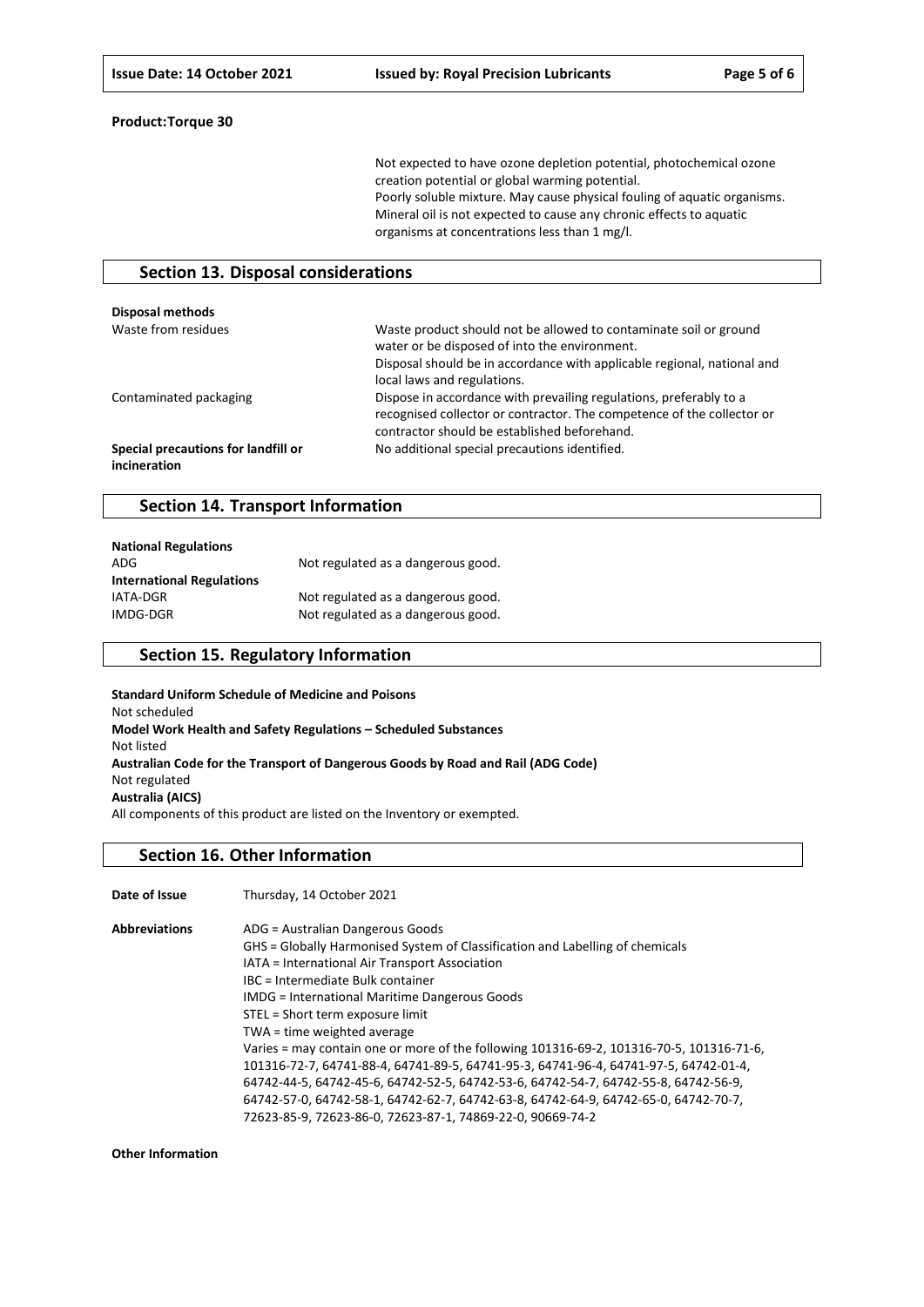**Product:Torque 30**

Not expected to have ozone depletion potential, photochemical ozone creation potential or global warming potential.
Poorly soluble mixture. May cause physical fouling of aquatic organisms.
Mineral oil is not expected to cause any chronic effects to aquatic organisms at concentrations less than 1 mg/l.

## Section 13. Disposal considerations

**Disposal methods**

| | |
|---|---|
| Waste from residues | Waste product should not be allowed to contaminate soil or ground water or be disposed of into the environment. Disposal should be in accordance with applicable regional, national and local laws and regulations. |
| Contaminated packaging | Dispose in accordance with prevailing regulations, preferably to a recognised collector or contractor. The competence of the collector or contractor should be established beforehand. |
| **Special precautions for landfill or incineration** | No additional special precautions identified. |

## Section 14. Transport Information

| | |
|---|---|
| **National Regulations** | |
| ADG | Not regulated as a dangerous good. |
| **International Regulations** | |
| IATA-DGR | Not regulated as a dangerous good. |
| IMDG-DGR | Not regulated as a dangerous good. |

## Section 15. Regulatory Information

**Standard Uniform Schedule of Medicine and Poisons**
Not scheduled
**Model Work Health and Safety Regulations – Scheduled Substances**
Not listed
**Australian Code for the Transport of Dangerous Goods by Road and Rail (ADG Code)**
Not regulated
**Australia (AICS)**
All components of this product are listed on the Inventory or exempted.

## Section 16. Other Information

**Date of Issue** Thursday, 14 October 2021

**Abbreviations**
ADG = Australian Dangerous Goods
GHS = Globally Harmonised System of Classification and Labelling of chemicals
IATA = International Air Transport Association
IBC = Intermediate Bulk container
IMDG = International Maritime Dangerous Goods
STEL = Short term exposure limit
TWA = time weighted average
Varies = may contain one or more of the following 101316-69-2, 101316-70-5, 101316-71-6, 101316-72-7, 64741-88-4, 64741-89-5, 64741-95-3, 64741-96-4, 64741-97-5, 64742-01-4, 64742-44-5, 64742-45-6, 64742-52-5, 64742-53-6, 64742-54-7, 64742-55-8, 64742-56-9, 64742-57-0, 64742-58-1, 64742-62-7, 64742-63-8, 64742-64-9, 64742-65-0, 64742-70-7, 72623-85-9, 72623-86-0, 72623-87-1, 74869-22-0, 90669-74-2

**Other Information**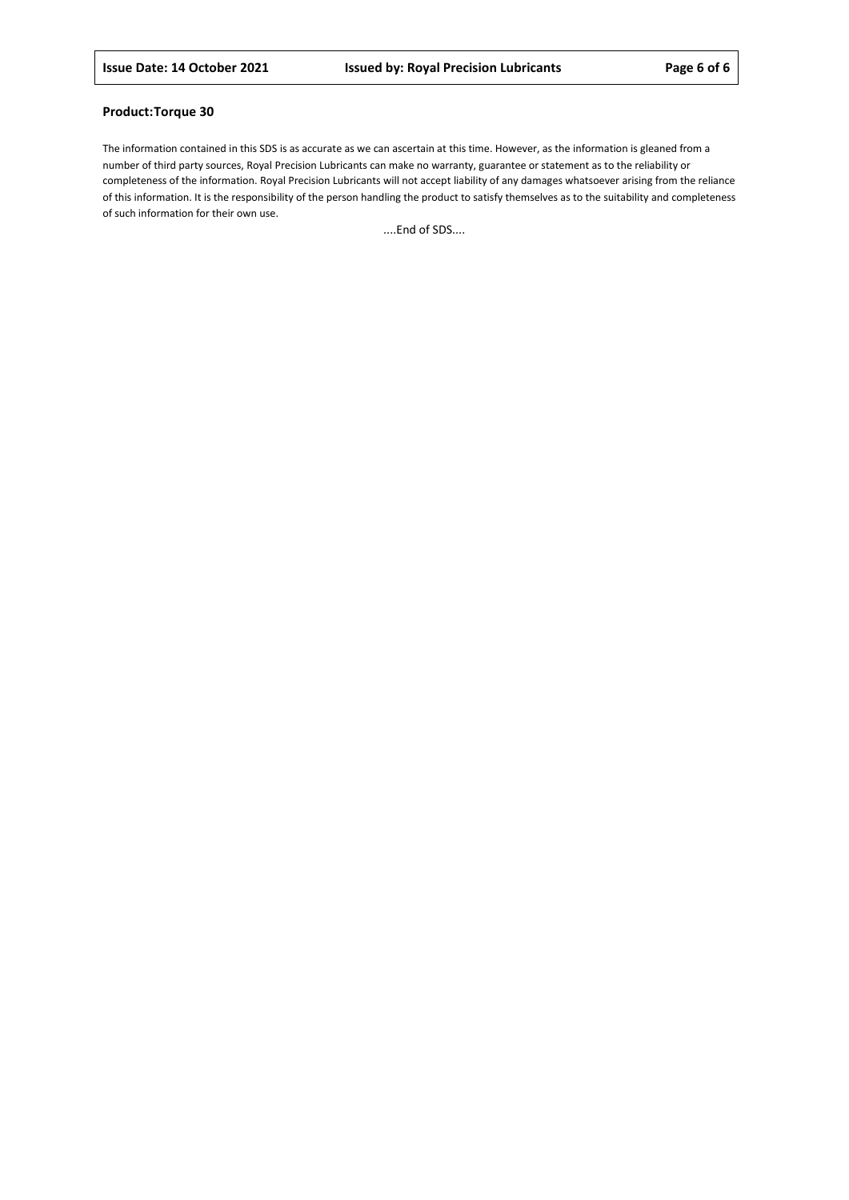**Product:Torque 30**

The information contained in this SDS is as accurate as we can ascertain at this time. However, as the information is gleaned from a number of third party sources, Royal Precision Lubricants can make no warranty, guarantee or statement as to the reliability or completeness of the information. Royal Precision Lubricants will not accept liability of any damages whatsoever arising from the reliance of this information. It is the responsibility of the person handling the product to satisfy themselves as to the suitability and completeness of such information for their own use.

....End of SDS....